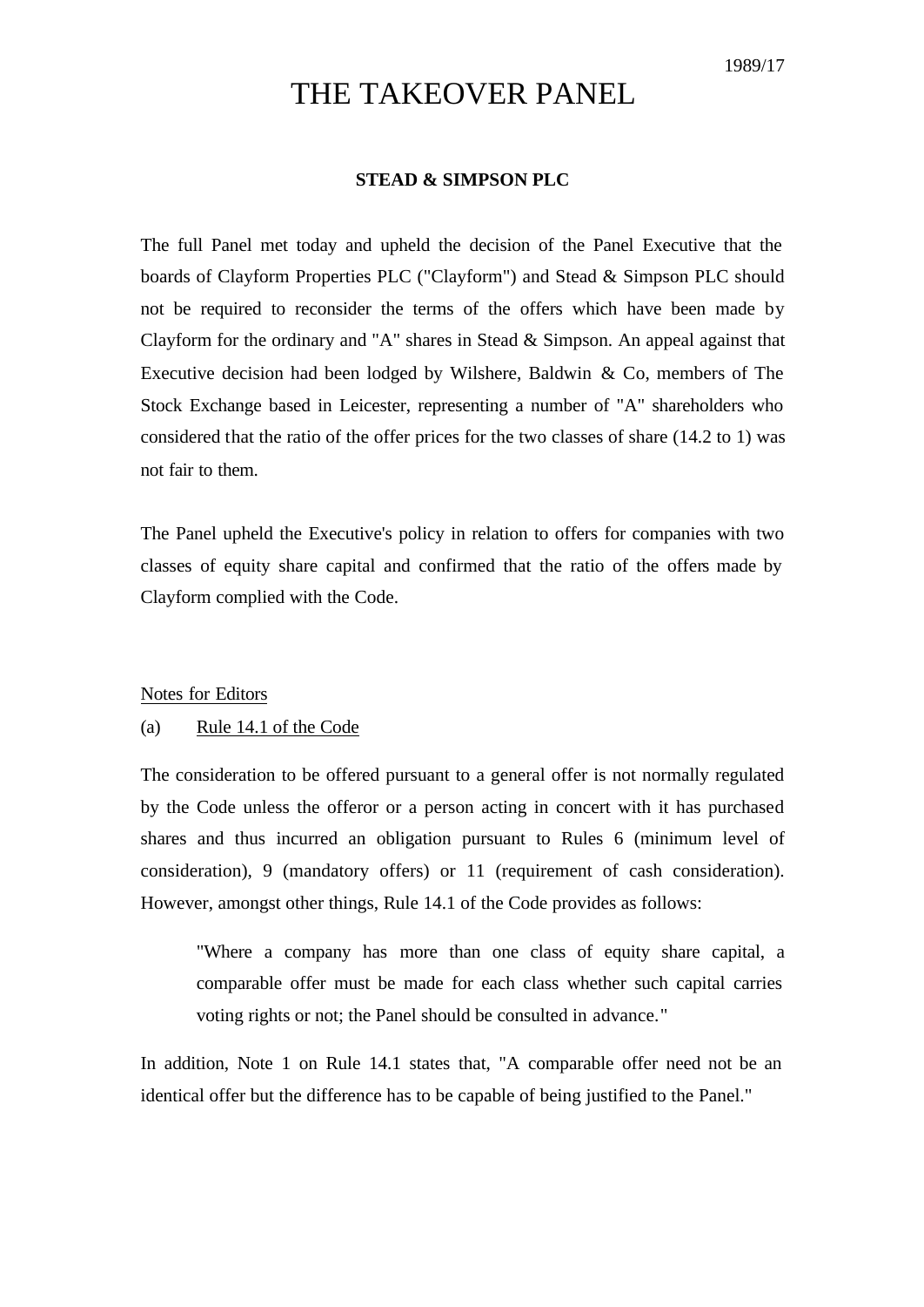1989/17

# THE TAKEOVER PANEL

## STEAD & SIMPSON PLC

The full Panel met today and upheld the decision of the Panel Executive that the boards of Clayform Properties PLC ("Clayform") and Stead & Simpson PLC should not be required to reconsider the terms of the offers which have been made by Clayform for the ordinary and "A" shares in Stead & Simpson. An appeal against that Executive decision had been lodged by Wilshere, Baldwin & Co, members of The Stock Exchange based in Leicester, representing a number of "A" shareholders who considered that the ratio of the offer prices for the two classes of share (14.2 to 1) was not fair to them.

The Panel upheld the Executive's policy in relation to offers for companies with two classes of equity share capital and confirmed that the ratio of the offers made by Clayform complied with the Code.

Notes for Editors

(a) Rule 14.1 of the Code

The consideration to be offered pursuant to a general offer is not normally regulated by the Code unless the offeror or a person acting in concert with it has purchased shares and thus incurred an obligation pursuant to Rules 6 (minimum level of consideration), 9 (mandatory offers) or 11 (requirement of cash consideration). However, amongst other things, Rule 14.1 of the Code provides as follows:

> "Where a company has more than one class of equity share capital, a comparable offer must be made for each class whether such capital carries voting rights or not; the Panel should be consulted in advance."

In addition, Note 1 on Rule 14.1 states that, "A comparable offer need not be an identical offer but the difference has to be capable of being justified to the Panel."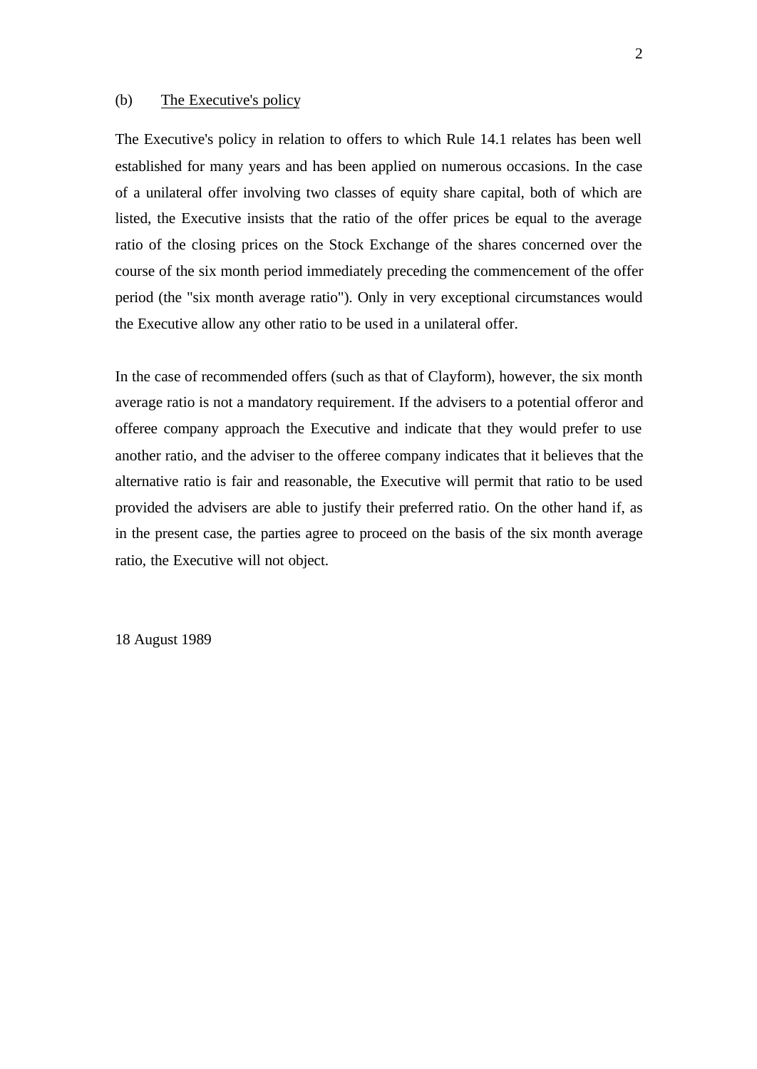(b) <u>The Executive's policy</u>

The Executive's policy in relation to offers to which Rule 14.1 relates has been well established for many years and has been applied on numerous occasions. In the case of a unilateral offer involving two classes of equity share capital, both of which are listed, the Executive insists that the ratio of the offer prices be equal to the average ratio of the closing prices on the Stock Exchange of the shares concerned over the course of the six month period immediately preceding the commencement of the offer period (the "six month average ratio"). Only in very exceptional circumstances would the Executive allow any other ratio to be used in a unilateral offer.

In the case of recommended offers (such as that of Clayform), however, the six month average ratio is not a mandatory requirement. If the advisers to a potential offeror and offeree company approach the Executive and indicate that they would prefer to use another ratio, and the adviser to the offeree company indicates that it believes that the alternative ratio is fair and reasonable, the Executive will permit that ratio to be used provided the advisers are able to justify their preferred ratio. On the other hand if, as in the present case, the parties agree to proceed on the basis of the six month average ratio, the Executive will not object.

18 August 1989